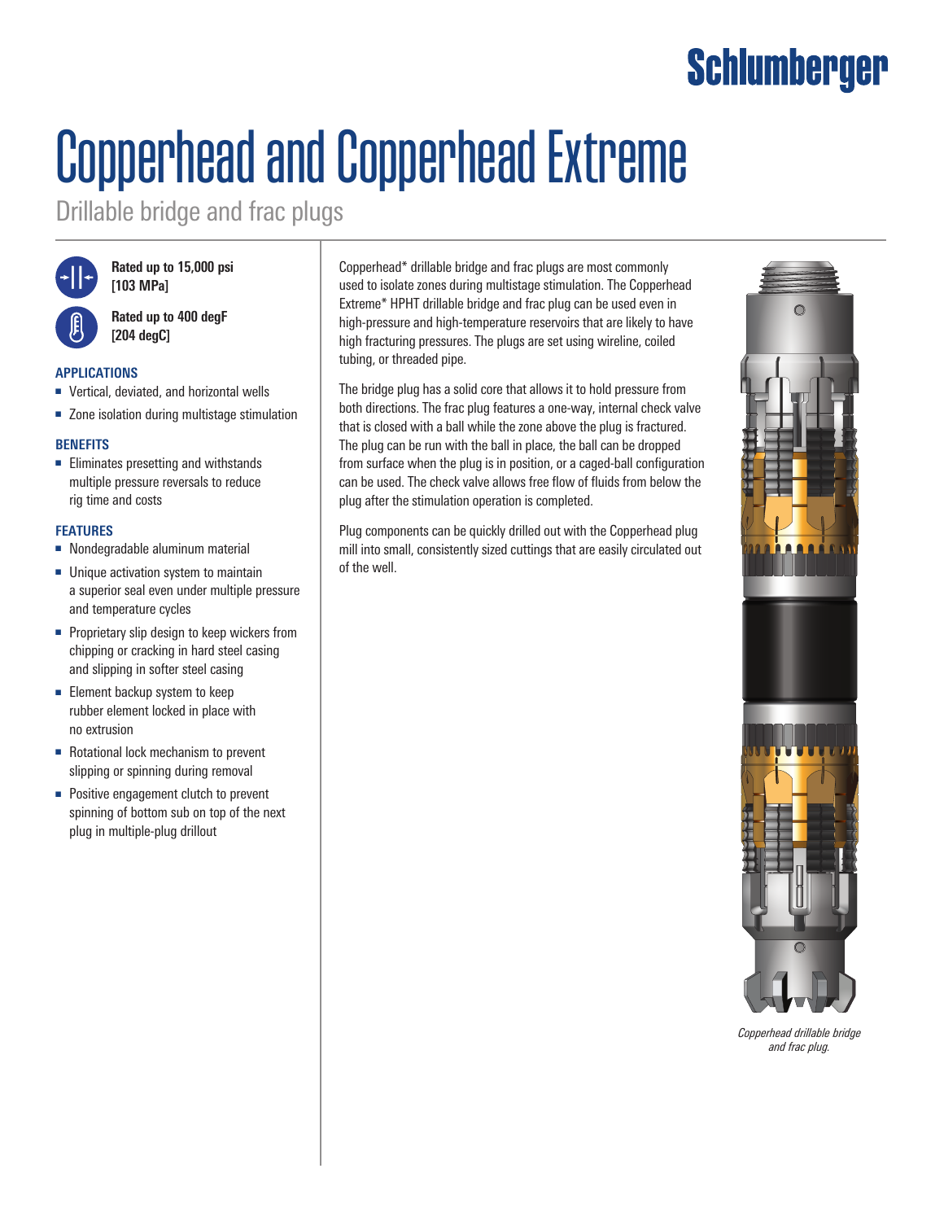# Copperhead and Copperhead Extreme

## Drillable bridge and frac plugs

**Rated up to 15,000 psi [103 MPa]**

**Rated up to 400 degF [204 degC]**

### APPLICATIONS

- Vertical, deviated, and horizontal wells
- Zone isolation during multistage stimulation

### BENEFITS

- Eliminates presetting and withstands multiple pressure reversals to reduce rig time and costs

### FEATURES

- Nondegradable aluminum material
- Unique activation system to maintain a superior seal even under multiple pressure and temperature cycles
- Proprietary slip design to keep wickers from chipping or cracking in hard steel casing and slipping in softer steel casing
- Element backup system to keep rubber element locked in place with no extrusion
- Rotational lock mechanism to prevent slipping or spinning during removal
- Positive engagement clutch to prevent spinning of bottom sub on top of the next plug in multiple-plug drillout

Copperhead* drillable bridge and frac plugs are most commonly used to isolate zones during multistage stimulation. The Copperhead Extreme* HPHT drillable bridge and frac plug can be used even in high-pressure and high-temperature reservoirs that are likely to have high fracturing pressures. The plugs are set using wireline, coiled tubing, or threaded pipe.

The bridge plug has a solid core that allows it to hold pressure from both directions. The frac plug features a one-way, internal check valve that is closed with a ball while the zone above the plug is fractured. The plug can be run with the ball in place, the ball can be dropped from surface when the plug is in position, or a caged-ball configuration can be used. The check valve allows free flow of fluids from below the plug after the stimulation operation is completed.

Plug components can be quickly drilled out with the Copperhead plug mill into small, consistently sized cuttings that are easily circulated out of the well.

*Copperhead drillable bridge and frac plug.*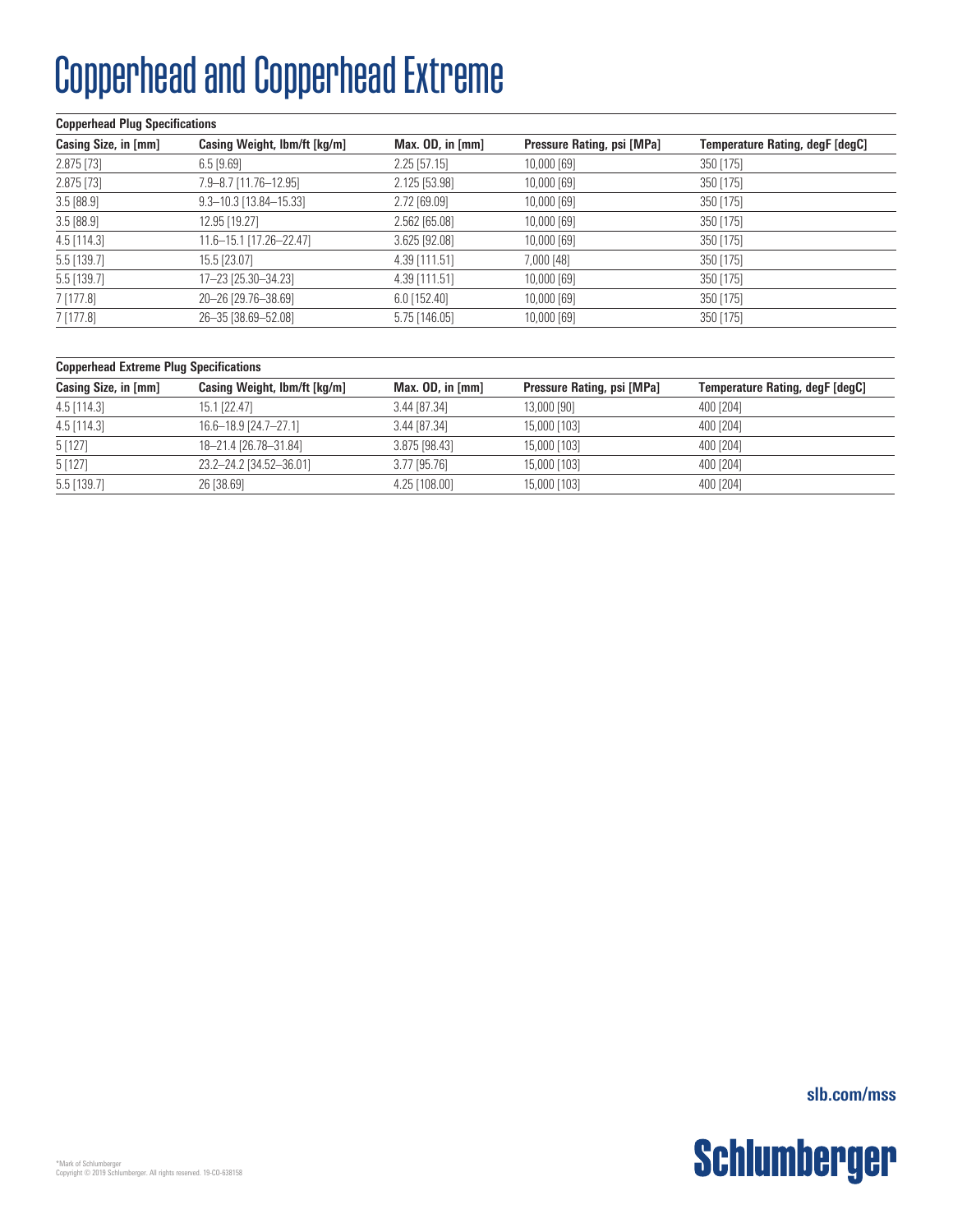# Copperhead and Copperhead Extreme

**Copperhead Plug Specifications**

| Casing Size, in [mm] | Casing Weight, lbm/ft [kg/m] | Max. OD, in [mm] | Pressure Rating, psi [MPa] | Temperature Rating, degF [degC] |
|---|---|---|---|---|
| 2.875 [73] | 6.5 [9.69] | 2.25 [57.15] | 10,000 [69] | 350 [175] |
| 2.875 [73] | 7.9–8.7 [11.76–12.95] | 2.125 [53.98] | 10,000 [69] | 350 [175] |
| 3.5 [88.9] | 9.3–10.3 [13.84–15.33] | 2.72 [69.09] | 10,000 [69] | 350 [175] |
| 3.5 [88.9] | 12.95 [19.27] | 2.562 [65.08] | 10,000 [69] | 350 [175] |
| 4.5 [114.3] | 11.6–15.1 [17.26–22.47] | 3.625 [92.08] | 10,000 [69] | 350 [175] |
| 5.5 [139.7] | 15.5 [23.07] | 4.39 [111.51] | 7,000 [48] | 350 [175] |
| 5.5 [139.7] | 17–23 [25.30–34.23] | 4.39 [111.51] | 10,000 [69] | 350 [175] |
| 7 [177.8] | 20–26 [29.76–38.69] | 6.0 [152.40] | 10,000 [69] | 350 [175] |
| 7 [177.8] | 26–35 [38.69–52.08] | 5.75 [146.05] | 10,000 [69] | 350 [175] |

**Copperhead Extreme Plug Specifications**

| Casing Size, in [mm] | Casing Weight, lbm/ft [kg/m] | Max. OD, in [mm] | Pressure Rating, psi [MPa] | Temperature Rating, degF [degC] |
|---|---|---|---|---|
| 4.5 [114.3] | 15.1 [22.47] | 3.44 [87.34] | 13,000 [90] | 400 [204] |
| 4.5 [114.3] | 16.6–18.9 [24.7–27.1] | 3.44 [87.34] | 15,000 [103] | 400 [204] |
| 5 [127] | 18–21.4 [26.78–31.84] | 3.875 [98.43] | 15,000 [103] | 400 [204] |
| 5 [127] | 23.2–24.2 [34.52–36.01] | 3.77 [95.76] | 15,000 [103] | 400 [204] |
| 5.5 [139.7] | 26 [38.69] | 4.25 [108.00] | 15,000 [103] | 400 [204] |

**slb.com/mss**

Schlumberger

*Mark of Schlumberger
Copyright © 2019 Schlumberger. All rights reserved. 19-CO-638158